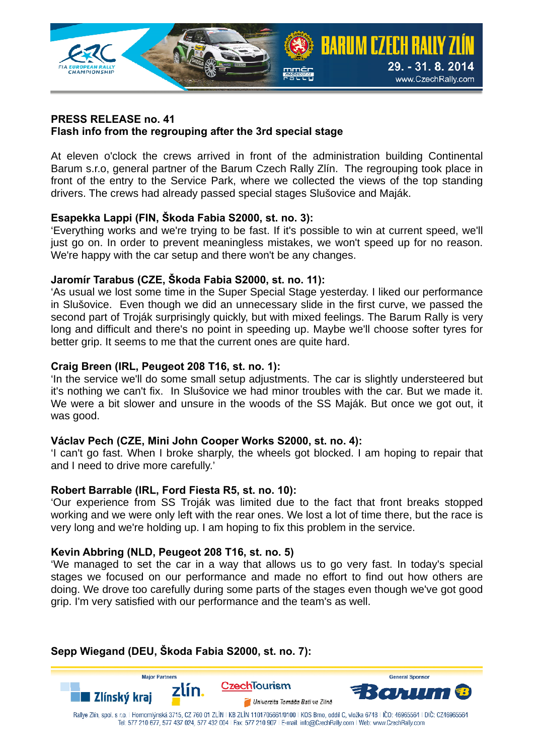**PRESS RELEASE no. 41**
**Flash info from the regrouping after the 3rd special stage**

At eleven o'clock the crews arrived in front of the administration building Continental Barum s.r.o, general partner of the Barum Czech Rally Zlín. The regrouping took place in front of the entry to the Service Park, where we collected the views of the top standing drivers. The crews had already passed special stages Slušovice and Maják.

**Esapekka Lappi (FIN, Škoda Fabia S2000, st. no. 3):**
'Everything works and we're trying to be fast. If it's possible to win at current speed, we'll just go on. In order to prevent meaningless mistakes, we won't speed up for no reason. We're happy with the car setup and there won't be any changes.

**Jaromír Tarabus (CZE, Škoda Fabia S2000, st. no. 11):**
'As usual we lost some time in the Super Special Stage yesterday. I liked our performance in Slušovice. Even though we did an unnecessary slide in the first curve, we passed the second part of Troják surprisingly quickly, but with mixed feelings. The Barum Rally is very long and difficult and there's no point in speeding up. Maybe we'll choose softer tyres for better grip. It seems to me that the current ones are quite hard.

**Craig Breen (IRL, Peugeot 208 T16, st. no. 1):**
'In the service we'll do some small setup adjustments. The car is slightly understeered but it's nothing we can't fix. In Slušovice we had minor troubles with the car. But we made it. We were a bit slower and unsure in the woods of the SS Maják. But once we got out, it was good.

**Václav Pech (CZE, Mini John Cooper Works S2000, st. no. 4):**
'I can't go fast. When I broke sharply, the wheels got blocked. I am hoping to repair that and I need to drive more carefully.'

**Robert Barrable (IRL, Ford Fiesta R5, st. no. 10):**
'Our experience from SS Troják was limited due to the fact that front breaks stopped working and we were only left with the rear ones. We lost a lot of time there, but the race is very long and we're holding up. I am hoping to fix this problem in the service.

**Kevin Abbring (NLD, Peugeot 208 T16, st. no. 5)**
'We managed to set the car in a way that allows us to go very fast. In today's special stages we focused on our performance and made no effort to find out how others are doing. We drove too carefully during some parts of the stages even though we've got good grip. I'm very satisfied with our performance and the team's as well.

**Sepp Wiegand (DEU, Škoda Fabia S2000, st. no. 7):**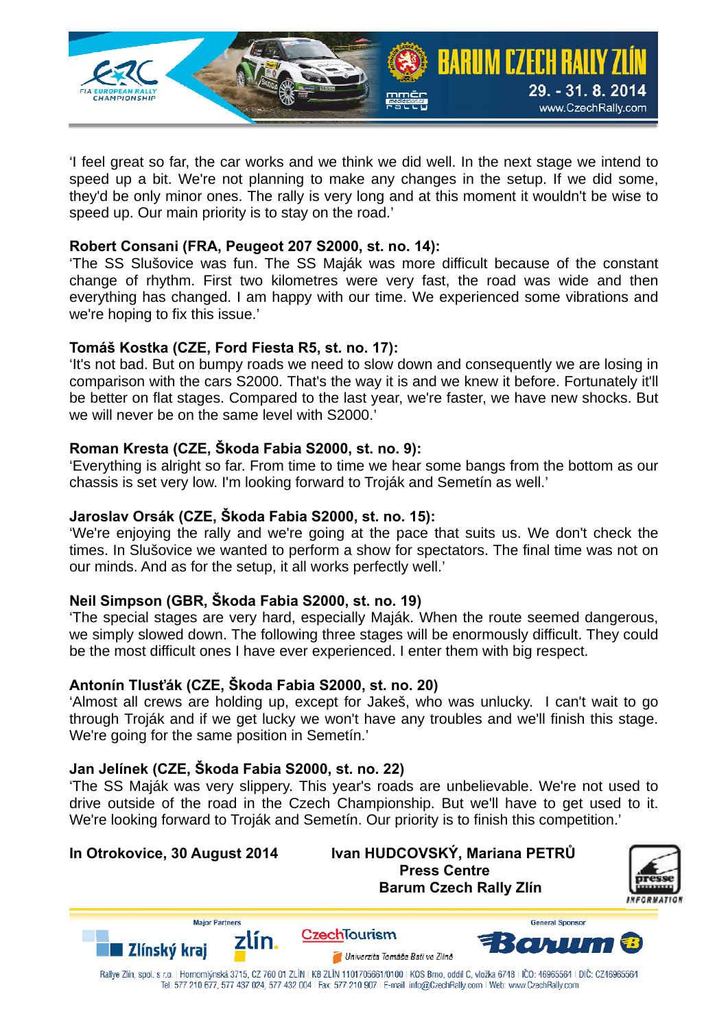'I feel great so far, the car works and we think we did well. In the next stage we intend to speed up a bit. We're not planning to make any changes in the setup. If we did some, they'd be only minor ones. The rally is very long and at this moment it wouldn't be wise to speed up. Our main priority is to stay on the road.'

**Robert Consani (FRA, Peugeot 207 S2000, st. no. 14):**
'The SS Slušovice was fun. The SS Maják was more difficult because of the constant change of rhythm. First two kilometres were very fast, the road was wide and then everything has changed. I am happy with our time. We experienced some vibrations and we're hoping to fix this issue.'

**Tomáš Kostka (CZE, Ford Fiesta R5, st. no. 17):**
'It's not bad. But on bumpy roads we need to slow down and consequently we are losing in comparison with the cars S2000. That's the way it is and we knew it before. Fortunately it'll be better on flat stages. Compared to the last year, we're faster, we have new shocks. But we will never be on the same level with S2000.'

**Roman Kresta (CZE, Škoda Fabia S2000, st. no. 9):**
'Everything is alright so far. From time to time we hear some bangs from the bottom as our chassis is set very low. I'm looking forward to Troják and Semetín as well.'

**Jaroslav Orsák (CZE, Škoda Fabia S2000, st. no. 15):**
'We're enjoying the rally and we're going at the pace that suits us. We don't check the times. In Slušovice we wanted to perform a show for spectators. The final time was not on our minds. And as for the setup, it all works perfectly well.'

**Neil Simpson (GBR, Škoda Fabia S2000, st. no. 19)**
'The special stages are very hard, especially Maják. When the route seemed dangerous, we simply slowed down. The following three stages will be enormously difficult. They could be the most difficult ones I have ever experienced. I enter them with big respect.

**Antonín Tlusťák (CZE, Škoda Fabia S2000, st. no. 20)**
'Almost all crews are holding up, except for Jakeš, who was unlucky. I can't wait to go through Troják and if we get lucky we won't have any troubles and we'll finish this stage. We're going for the same position in Semetín.'

**Jan Jelínek (CZE, Škoda Fabia S2000, st. no. 22)**
'The SS Maják was very slippery. This year's roads are unbelievable. We're not used to drive outside of the road in the Czech Championship. But we'll have to get used to it. We're looking forward to Troják and Semetín. Our priority is to finish this competition.'

**In Otrokovice, 30 August 2014**

**Ivan HUDCOVSKÝ, Mariana PETRŮ**
**Press Centre**
**Barum Czech Rally Zlín**